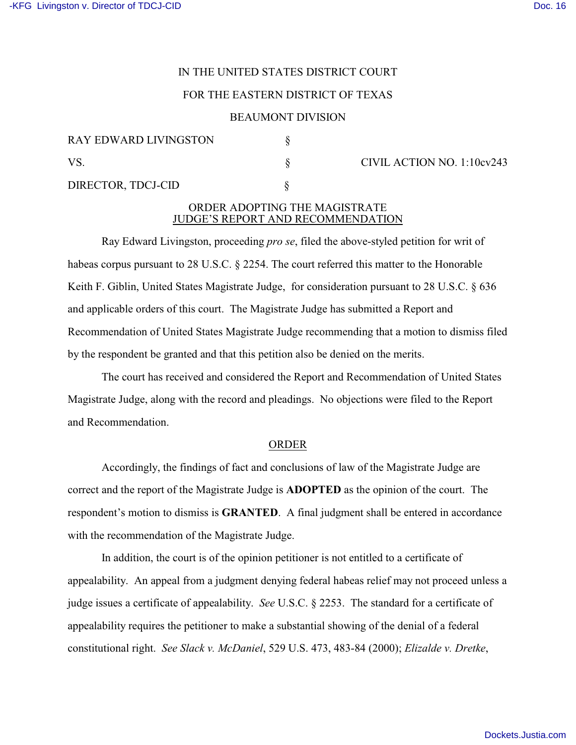IN THE UNITED STATES DISTRICT COURT

FOR THE EASTERN DISTRICT OF TEXAS

BEAUMONT DIVISION

| | | |
|---|---|---|
| RAY EDWARD LIVINGSTON | § | |
| VS. | § | CIVIL ACTION NO. 1:10cv243 |
| DIRECTOR, TDCJ-CID | § | |

## ORDER ADOPTING THE MAGISTRATE JUDGE'S REPORT AND RECOMMENDATION

Ray Edward Livingston, proceeding *pro se*, filed the above-styled petition for writ of habeas corpus pursuant to 28 U.S.C. § 2254. The court referred this matter to the Honorable Keith F. Giblin, United States Magistrate Judge, for consideration pursuant to 28 U.S.C. § 636 and applicable orders of this court. The Magistrate Judge has submitted a Report and Recommendation of United States Magistrate Judge recommending that a motion to dismiss filed by the respondent be granted and that this petition also be denied on the merits.

The court has received and considered the Report and Recommendation of United States Magistrate Judge, along with the record and pleadings. No objections were filed to the Report and Recommendation.

## ORDER

Accordingly, the findings of fact and conclusions of law of the Magistrate Judge are correct and the report of the Magistrate Judge is **ADOPTED** as the opinion of the court. The respondent's motion to dismiss is **GRANTED**. A final judgment shall be entered in accordance with the recommendation of the Magistrate Judge.

In addition, the court is of the opinion petitioner is not entitled to a certificate of appealability. An appeal from a judgment denying federal habeas relief may not proceed unless a judge issues a certificate of appealability. *See* U.S.C. § 2253. The standard for a certificate of appealability requires the petitioner to make a substantial showing of the denial of a federal constitutional right. *See Slack v. McDaniel*, 529 U.S. 473, 483-84 (2000); *Elizalde v. Dretke*,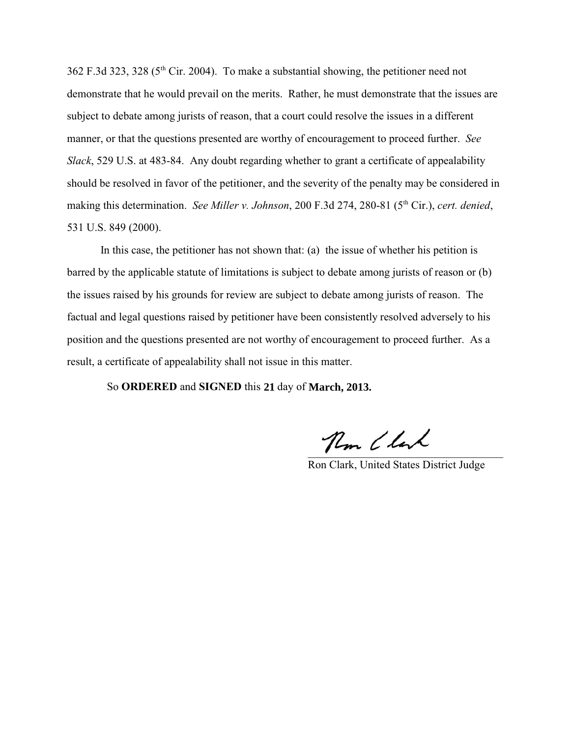362 F.3d 323, 328 (5th Cir. 2004). To make a substantial showing, the petitioner need not demonstrate that he would prevail on the merits. Rather, he must demonstrate that the issues are subject to debate among jurists of reason, that a court could resolve the issues in a different manner, or that the questions presented are worthy of encouragement to proceed further. *See Slack*, 529 U.S. at 483-84. Any doubt regarding whether to grant a certificate of appealability should be resolved in favor of the petitioner, and the severity of the penalty may be considered in making this determination. *See Miller v. Johnson*, 200 F.3d 274, 280-81 (5th Cir.), *cert. denied*, 531 U.S. 849 (2000).

In this case, the petitioner has not shown that: (a) the issue of whether his petition is barred by the applicable statute of limitations is subject to debate among jurists of reason or (b) the issues raised by his grounds for review are subject to debate among jurists of reason. The factual and legal questions raised by petitioner have been consistently resolved adversely to his position and the questions presented are not worthy of encouragement to proceed further. As a result, a certificate of appealability shall not issue in this matter.

So **ORDERED** and **SIGNED** this **21** day of **March, 2013.**

Ron Clark, United States District Judge